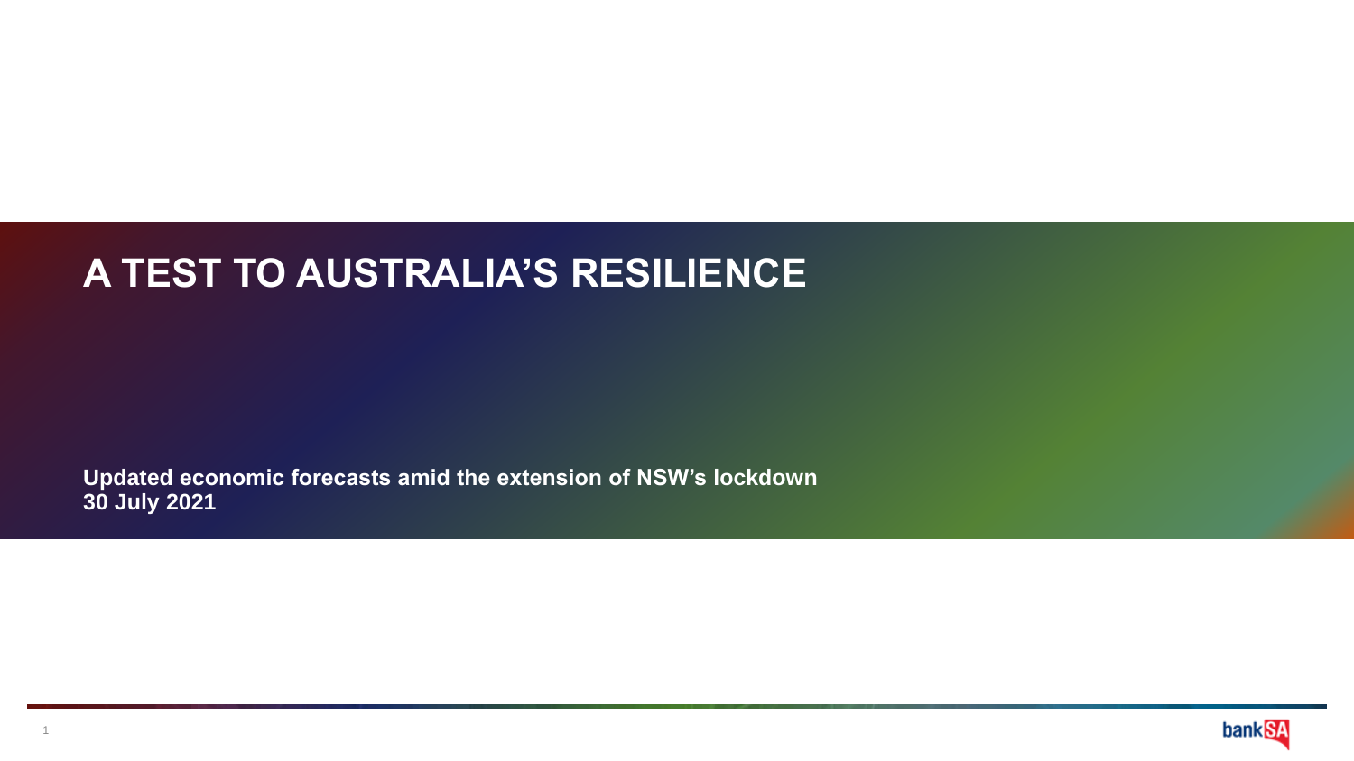# A TEST TO AUSTRALIA'S RESILIENCE

**Updated economic forecasts amid the extension of NSW's lockdown**
**30 July 2021**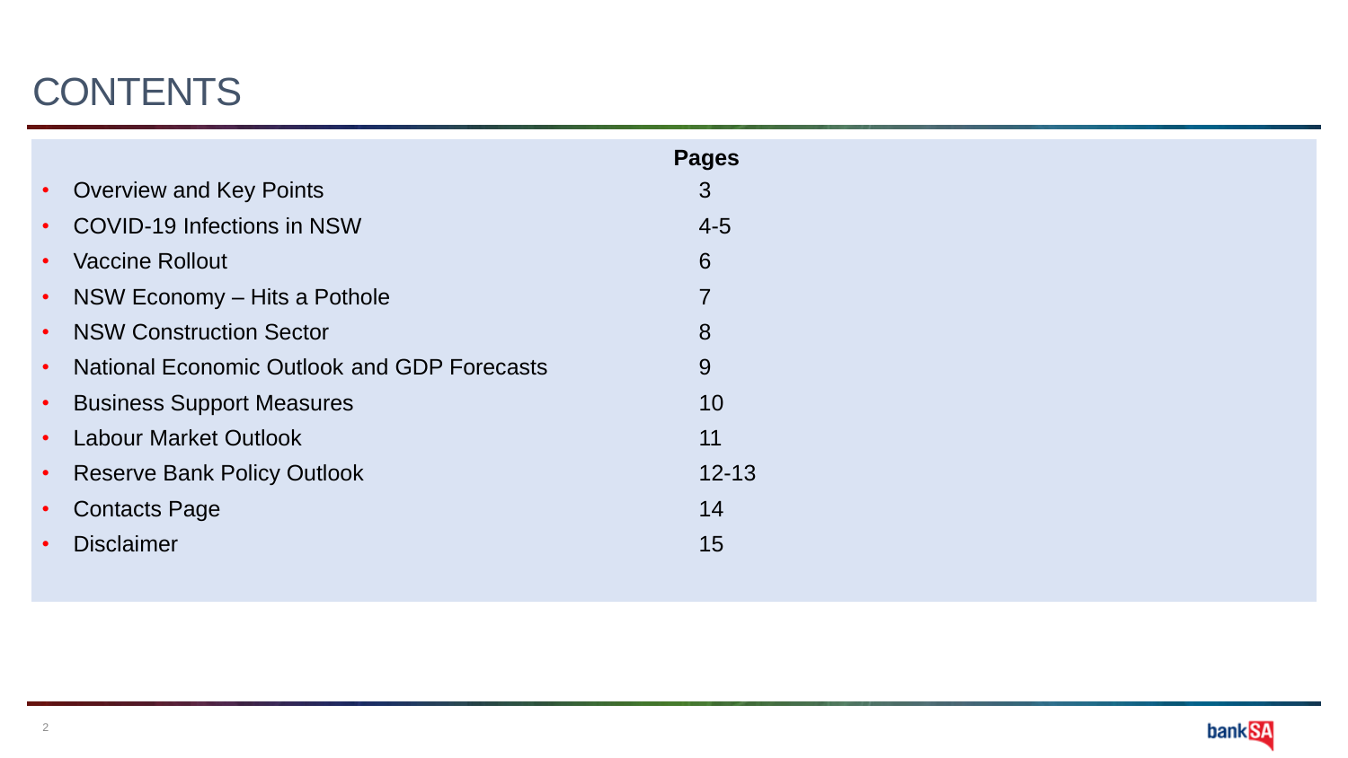# CONTENTS

| | Pages |
|---|---|
| Overview and Key Points | 3 |
| COVID-19 Infections in NSW | 4-5 |
| Vaccine Rollout | 6 |
| NSW Economy – Hits a Pothole | 7 |
| NSW Construction Sector | 8 |
| National Economic Outlook and GDP Forecasts | 9 |
| Business Support Measures | 10 |
| Labour Market Outlook | 11 |
| Reserve Bank Policy Outlook | 12-13 |
| Contacts Page | 14 |
| Disclaimer | 15 |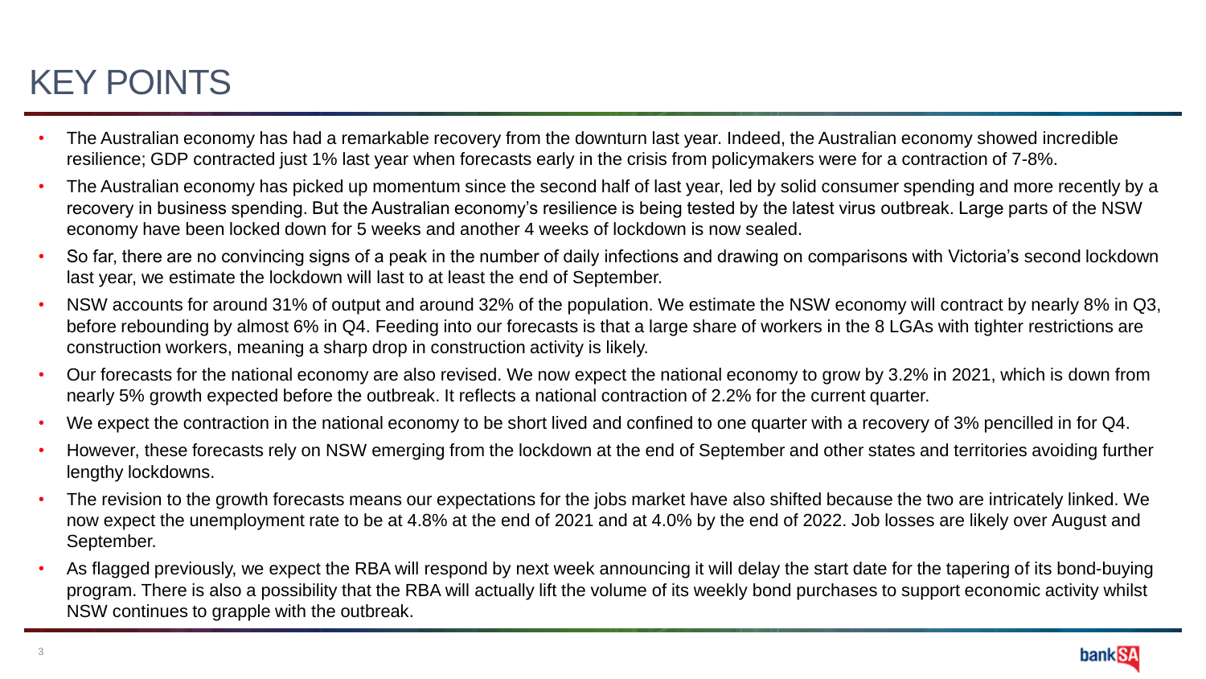# KEY POINTS

- The Australian economy has had a remarkable recovery from the downturn last year. Indeed, the Australian economy showed incredible resilience; GDP contracted just 1% last year when forecasts early in the crisis from policymakers were for a contraction of 7-8%.
- The Australian economy has picked up momentum since the second half of last year, led by solid consumer spending and more recently by a recovery in business spending. But the Australian economy's resilience is being tested by the latest virus outbreak. Large parts of the NSW economy have been locked down for 5 weeks and another 4 weeks of lockdown is now sealed.
- So far, there are no convincing signs of a peak in the number of daily infections and drawing on comparisons with Victoria's second lockdown last year, we estimate the lockdown will last to at least the end of September.
- NSW accounts for around 31% of output and around 32% of the population. We estimate the NSW economy will contract by nearly 8% in Q3, before rebounding by almost 6% in Q4. Feeding into our forecasts is that a large share of workers in the 8 LGAs with tighter restrictions are construction workers, meaning a sharp drop in construction activity is likely.
- Our forecasts for the national economy are also revised. We now expect the national economy to grow by 3.2% in 2021, which is down from nearly 5% growth expected before the outbreak. It reflects a national contraction of 2.2% for the current quarter.
- We expect the contraction in the national economy to be short lived and confined to one quarter with a recovery of 3% pencilled in for Q4.
- However, these forecasts rely on NSW emerging from the lockdown at the end of September and other states and territories avoiding further lengthy lockdowns.
- The revision to the growth forecasts means our expectations for the jobs market have also shifted because the two are intricately linked. We now expect the unemployment rate to be at 4.8% at the end of 2021 and at 4.0% by the end of 2022. Job losses are likely over August and September.
- As flagged previously, we expect the RBA will respond by next week announcing it will delay the start date for the tapering of its bond-buying program. There is also a possibility that the RBA will actually lift the volume of its weekly bond purchases to support economic activity whilst NSW continues to grapple with the outbreak.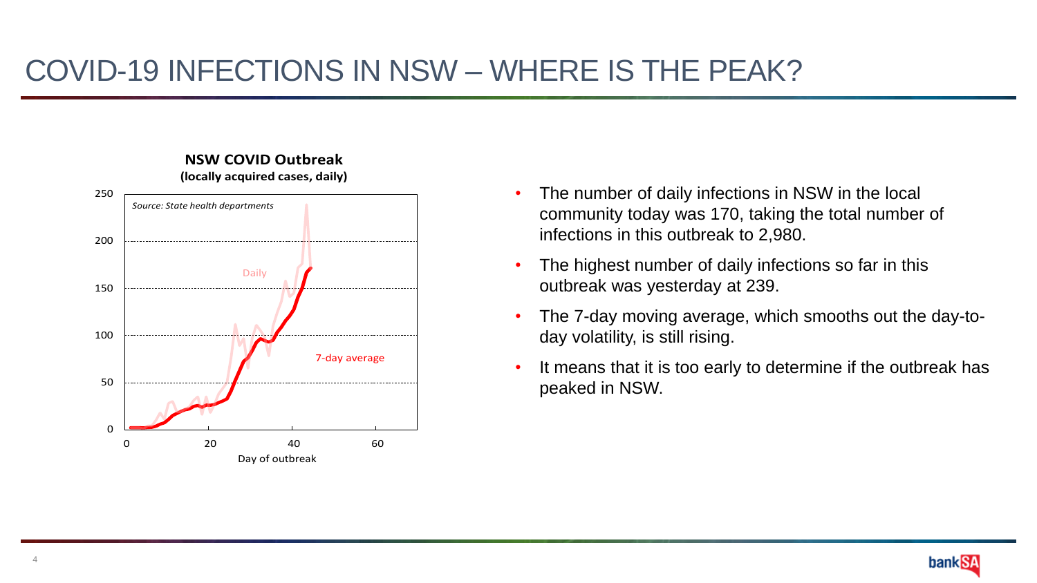# COVID-19 INFECTIONS IN NSW – WHERE IS THE PEAK?

**NSW COVID Outbreak**
**(locally acquired cases, daily)**

*Source: State health departments*

- The number of daily infections in NSW in the local community today was 170, taking the total number of infections in this outbreak to 2,980.
- The highest number of daily infections so far in this outbreak was yesterday at 239.
- The 7-day moving average, which smooths out the day-to-day volatility, is still rising.
- It means that it is too early to determine if the outbreak has peaked in NSW.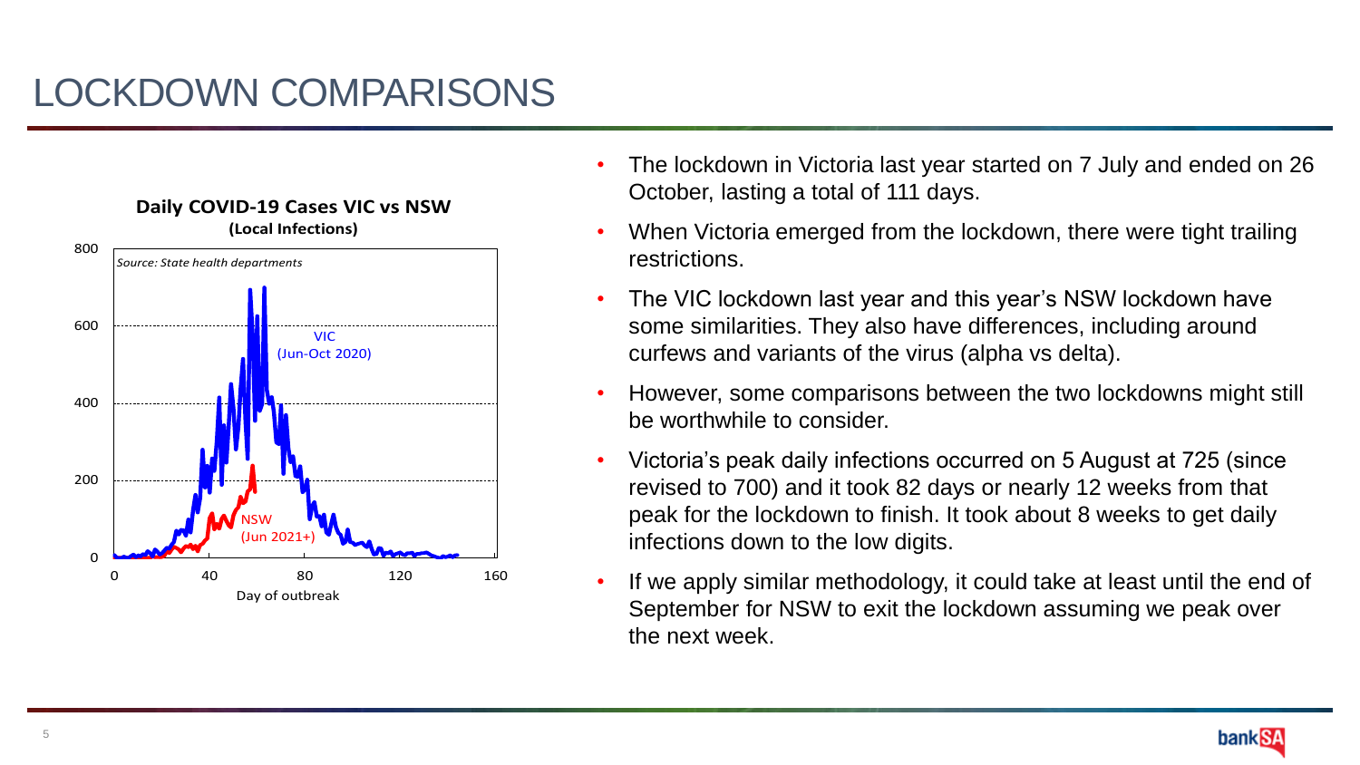# LOCKDOWN COMPARISONS

**Daily COVID-19 Cases VIC vs NSW**
**(Local Infections)**

*Source: State health departments*

VIC (Jun-Oct 2020)

NSW (Jun 2021+)

Day of outbreak

- The lockdown in Victoria last year started on 7 July and ended on 26 October, lasting a total of 111 days.
- When Victoria emerged from the lockdown, there were tight trailing restrictions.
- The VIC lockdown last year and this year's NSW lockdown have some similarities. They also have differences, including around curfews and variants of the virus (alpha vs delta).
- However, some comparisons between the two lockdowns might still be worthwhile to consider.
- Victoria's peak daily infections occurred on 5 August at 725 (since revised to 700) and it took 82 days or nearly 12 weeks from that peak for the lockdown to finish. It took about 8 weeks to get daily infections down to the low digits.
- If we apply similar methodology, it could take at least until the end of September for NSW to exit the lockdown assuming we peak over the next week.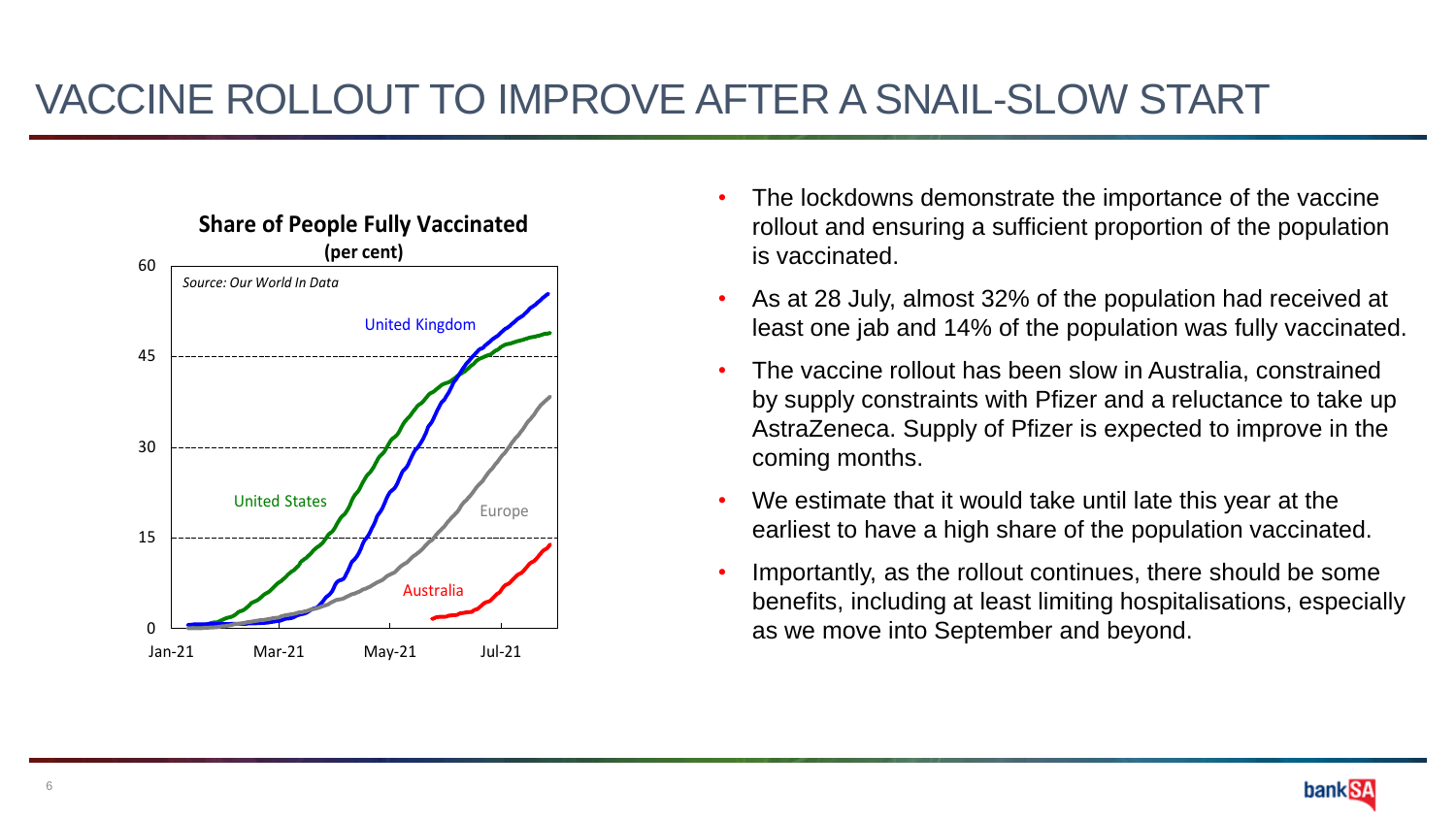# VACCINE ROLLOUT TO IMPROVE AFTER A SNAIL-SLOW START

**Share of People Fully Vaccinated**
**(per cent)**

*Source: Our World In Data*

- The lockdowns demonstrate the importance of the vaccine rollout and ensuring a sufficient proportion of the population is vaccinated.
- As at 28 July, almost 32% of the population had received at least one jab and 14% of the population was fully vaccinated.
- The vaccine rollout has been slow in Australia, constrained by supply constraints with Pfizer and a reluctance to take up AstraZeneca. Supply of Pfizer is expected to improve in the coming months.
- We estimate that it would take until late this year at the earliest to have a high share of the population vaccinated.
- Importantly, as the rollout continues, there should be some benefits, including at least limiting hospitalisations, especially as we move into September and beyond.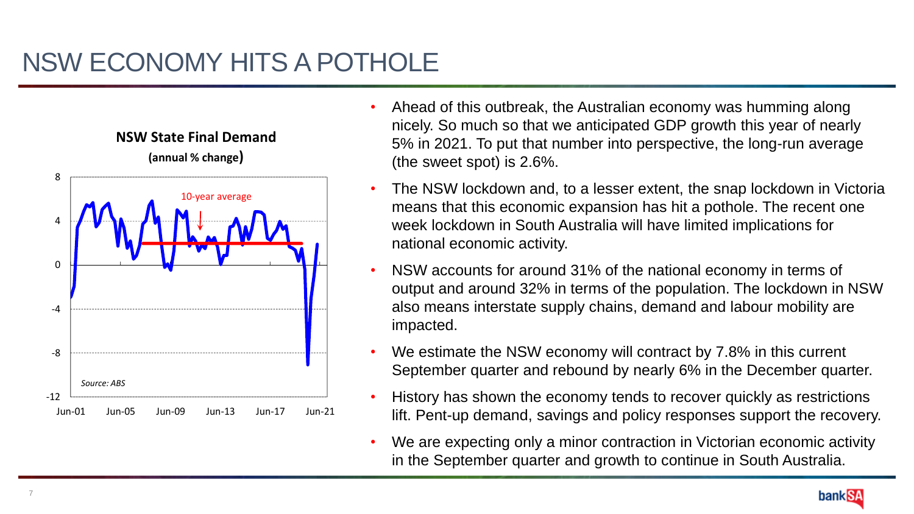# NSW ECONOMY HITS A POTHOLE

**NSW State Final Demand**

**(annual % change)**

10-year average

*Source: ABS*

- Ahead of this outbreak, the Australian economy was humming along nicely. So much so that we anticipated GDP growth this year of nearly 5% in 2021. To put that number into perspective, the long-run average (the sweet spot) is 2.6%.
- The NSW lockdown and, to a lesser extent, the snap lockdown in Victoria means that this economic expansion has hit a pothole. The recent one week lockdown in South Australia will have limited implications for national economic activity.
- NSW accounts for around 31% of the national economy in terms of output and around 32% in terms of the population. The lockdown in NSW also means interstate supply chains, demand and labour mobility are impacted.
- We estimate the NSW economy will contract by 7.8% in this current September quarter and rebound by nearly 6% in the December quarter.
- History has shown the economy tends to recover quickly as restrictions lift. Pent-up demand, savings and policy responses support the recovery.
- We are expecting only a minor contraction in Victorian economic activity in the September quarter and growth to continue in South Australia.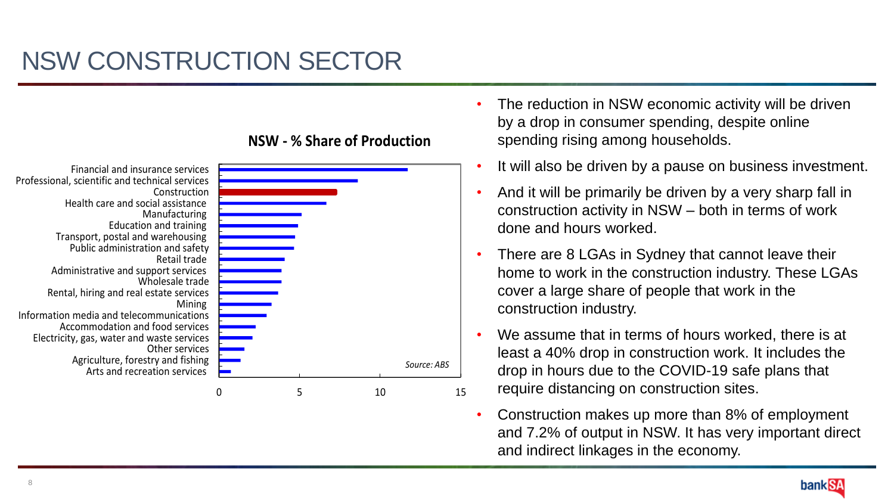# NSW CONSTRUCTION SECTOR

**NSW - % Share of Production**

| Industry | % Share of Production (approx.) |
|---|---|
| Financial and insurance services | 11.7 |
| Professional, scientific and technical services | 8.6 |
| Construction | 7.3 |
| Health care and social assistance | 6.7 |
| Manufacturing | 5.1 |
| Education and training | 4.9 |
| Transport, postal and warehousing | 4.7 |
| Public administration and safety | 4.6 |
| Retail trade | 4.1 |
| Administrative and support services | 3.9 |
| Wholesale trade | 3.9 |
| Rental, hiring and real estate services | 3.7 |
| Mining | 3.3 |
| Information media and telecommunications | 3.0 |
| Accommodation and food services | 2.3 |
| Electricity, gas, water and waste services | 2.1 |
| Other services | 1.6 |
| Agriculture, forestry and fishing | 1.3 |
| Arts and recreation services | 0.7 |

*Source: ABS*

- The reduction in NSW economic activity will be driven by a drop in consumer spending, despite online spending rising among households.
- It will also be driven by a pause on business investment.
- And it will be primarily be driven by a very sharp fall in construction activity in NSW – both in terms of work done and hours worked.
- There are 8 LGAs in Sydney that cannot leave their home to work in the construction industry. These LGAs cover a large share of people that work in the construction industry.
- We assume that in terms of hours worked, there is at least a 40% drop in construction work. It includes the drop in hours due to the COVID-19 safe plans that require distancing on construction sites.
- Construction makes up more than 8% of employment and 7.2% of output in NSW. It has very important direct and indirect linkages in the economy.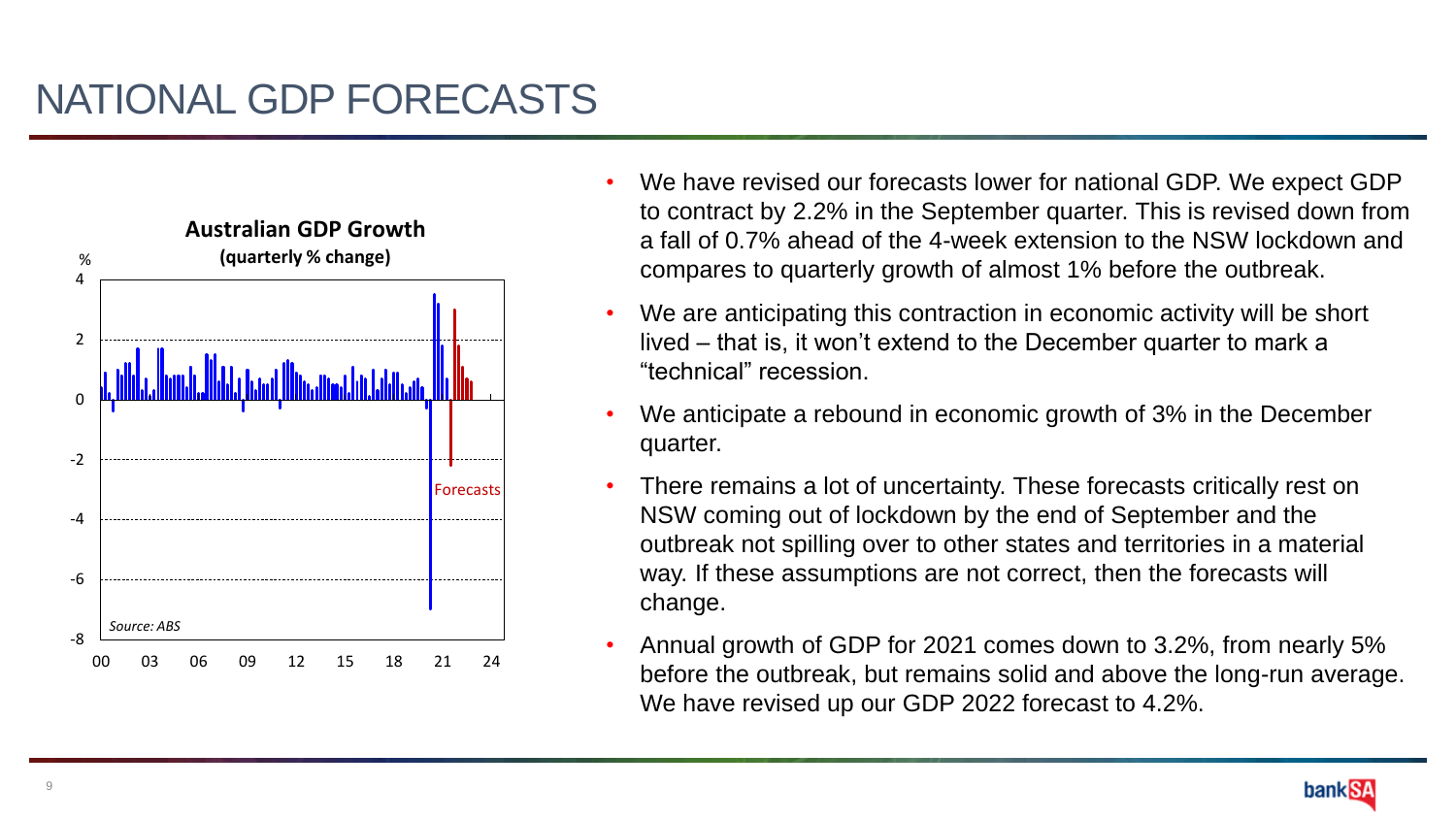# NATIONAL GDP FORECASTS

**Australian GDP Growth**
**(quarterly % change)**

Forecasts

*Source: ABS*

- We have revised our forecasts lower for national GDP. We expect GDP to contract by 2.2% in the September quarter. This is revised down from a fall of 0.7% ahead of the 4-week extension to the NSW lockdown and compares to quarterly growth of almost 1% before the outbreak.
- We are anticipating this contraction in economic activity will be short lived – that is, it won't extend to the December quarter to mark a "technical" recession.
- We anticipate a rebound in economic growth of 3% in the December quarter.
- There remains a lot of uncertainty. These forecasts critically rest on NSW coming out of lockdown by the end of September and the outbreak not spilling over to other states and territories in a material way. If these assumptions are not correct, then the forecasts will change.
- Annual growth of GDP for 2021 comes down to 3.2%, from nearly 5% before the outbreak, but remains solid and above the long-run average. We have revised up our GDP 2022 forecast to 4.2%.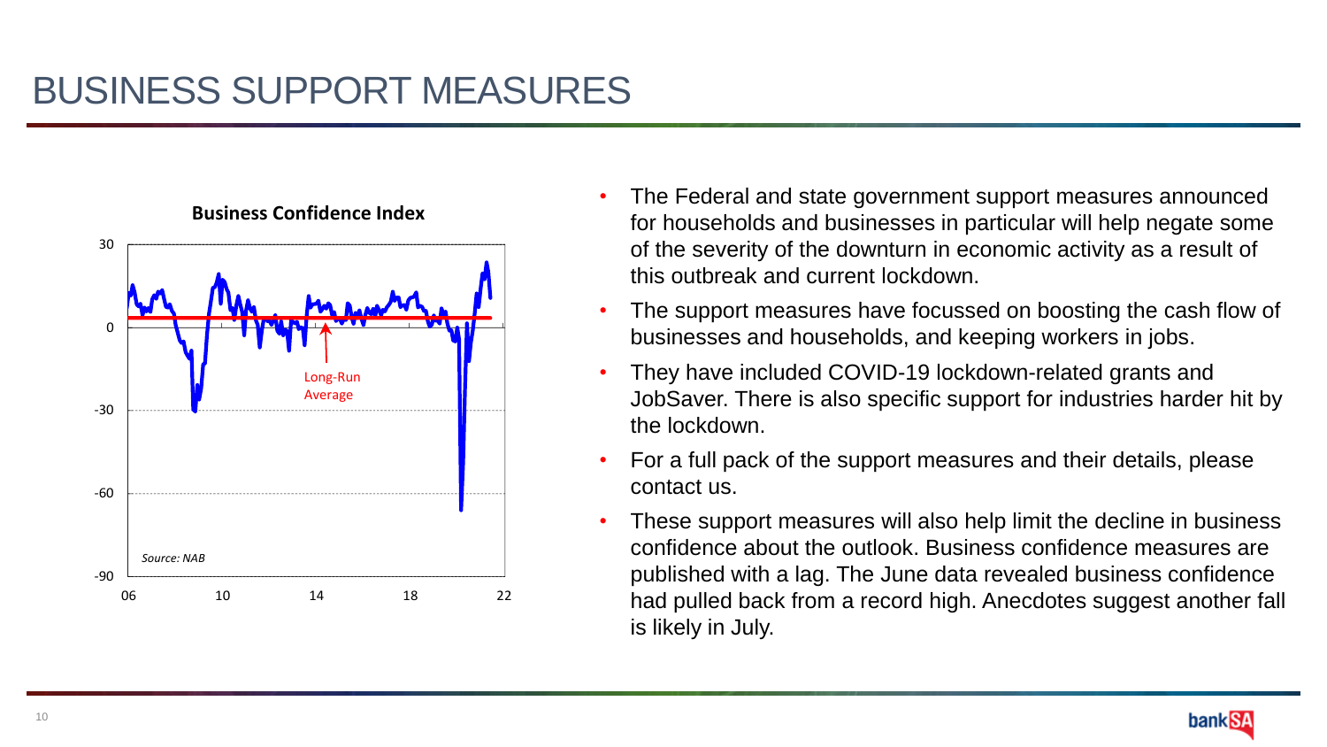# BUSINESS SUPPORT MEASURES

**Business Confidence Index**

Long-Run Average

*Source: NAB*

- The Federal and state government support measures announced for households and businesses in particular will help negate some of the severity of the downturn in economic activity as a result of this outbreak and current lockdown.
- The support measures have focussed on boosting the cash flow of businesses and households, and keeping workers in jobs.
- They have included COVID-19 lockdown-related grants and JobSaver. There is also specific support for industries harder hit by the lockdown.
- For a full pack of the support measures and their details, please contact us.
- These support measures will also help limit the decline in business confidence about the outlook. Business confidence measures are published with a lag. The June data revealed business confidence had pulled back from a record high. Anecdotes suggest another fall is likely in July.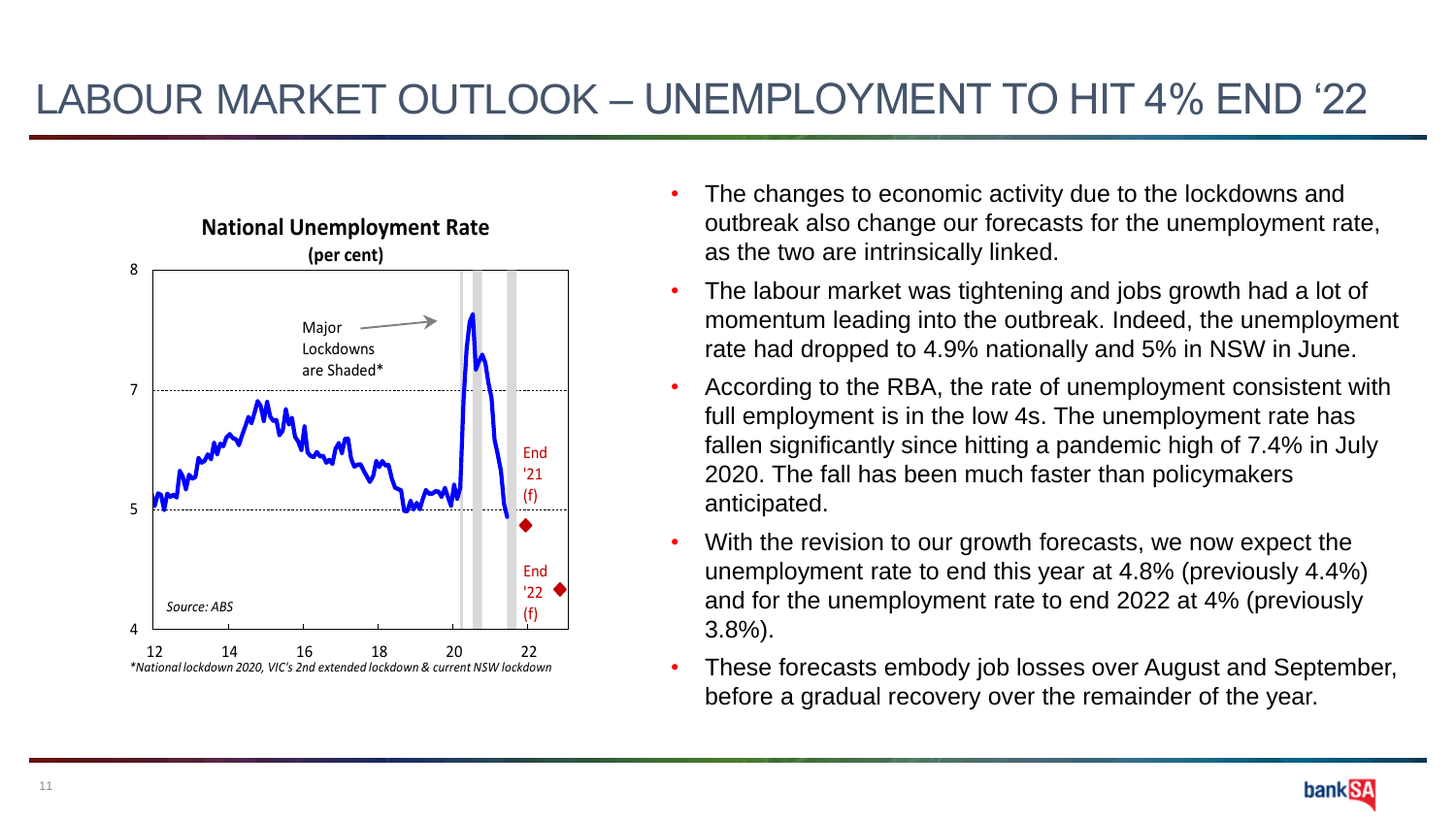# LABOUR MARKET OUTLOOK – UNEMPLOYMENT TO HIT 4% END '22

**National Unemployment Rate**

**(per cent)**

Major Lockdowns are Shaded*

End '21 (f)

End '22 (f)

*Source: ABS*

*\*National lockdown 2020, VIC's 2nd extended lockdown & current NSW lockdown*

- The changes to economic activity due to the lockdowns and outbreak also change our forecasts for the unemployment rate, as the two are intrinsically linked.
- The labour market was tightening and jobs growth had a lot of momentum leading into the outbreak. Indeed, the unemployment rate had dropped to 4.9% nationally and 5% in NSW in June.
- According to the RBA, the rate of unemployment consistent with full employment is in the low 4s. The unemployment rate has fallen significantly since hitting a pandemic high of 7.4% in July 2020. The fall has been much faster than policymakers anticipated.
- With the revision to our growth forecasts, we now expect the unemployment rate to end this year at 4.8% (previously 4.4%) and for the unemployment rate to end 2022 at 4% (previously 3.8%).
- These forecasts embody job losses over August and September, before a gradual recovery over the remainder of the year.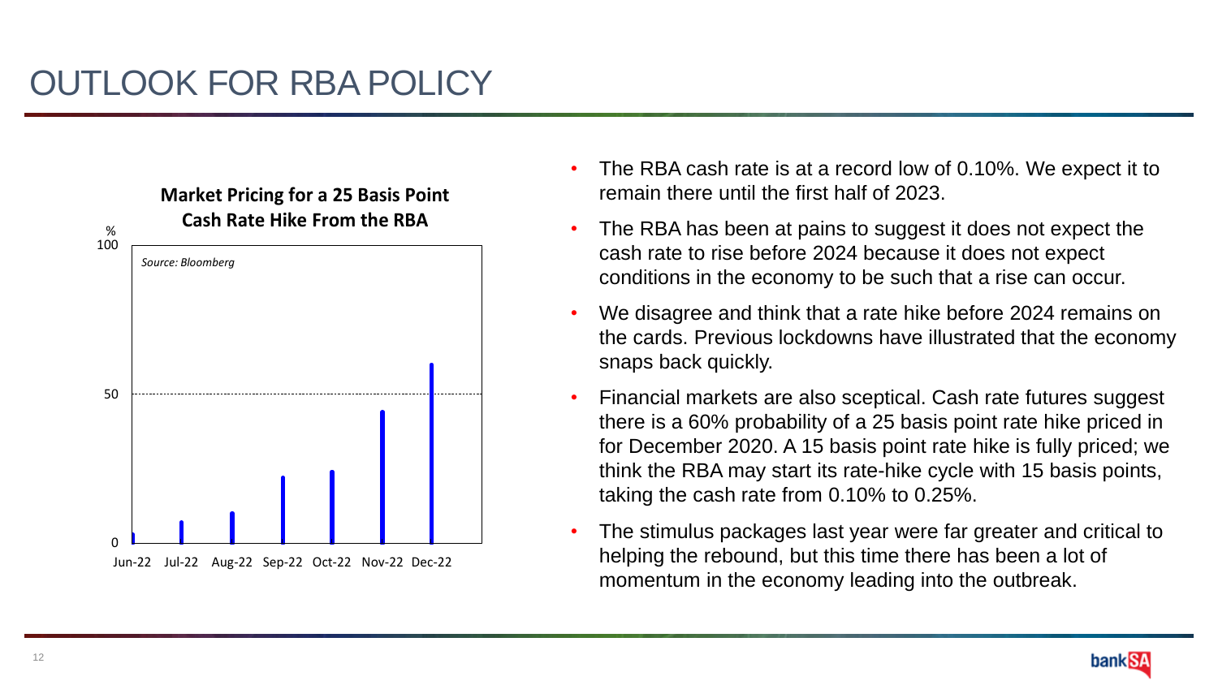# OUTLOOK FOR RBA POLICY

**Market Pricing for a 25 Basis Point Cash Rate Hike From the RBA**

%

*Source: Bloomberg*

100

50

0

Jun-22 Jul-22 Aug-22 Sep-22 Oct-22 Nov-22 Dec-22

- The RBA cash rate is at a record low of 0.10%. We expect it to remain there until the first half of 2023.
- The RBA has been at pains to suggest it does not expect the cash rate to rise before 2024 because it does not expect conditions in the economy to be such that a rise can occur.
- We disagree and think that a rate hike before 2024 remains on the cards. Previous lockdowns have illustrated that the economy snaps back quickly.
- Financial markets are also sceptical. Cash rate futures suggest there is a 60% probability of a 25 basis point rate hike priced in for December 2020. A 15 basis point rate hike is fully priced; we think the RBA may start its rate-hike cycle with 15 basis points, taking the cash rate from 0.10% to 0.25%.
- The stimulus packages last year were far greater and critical to helping the rebound, but this time there has been a lot of momentum in the economy leading into the outbreak.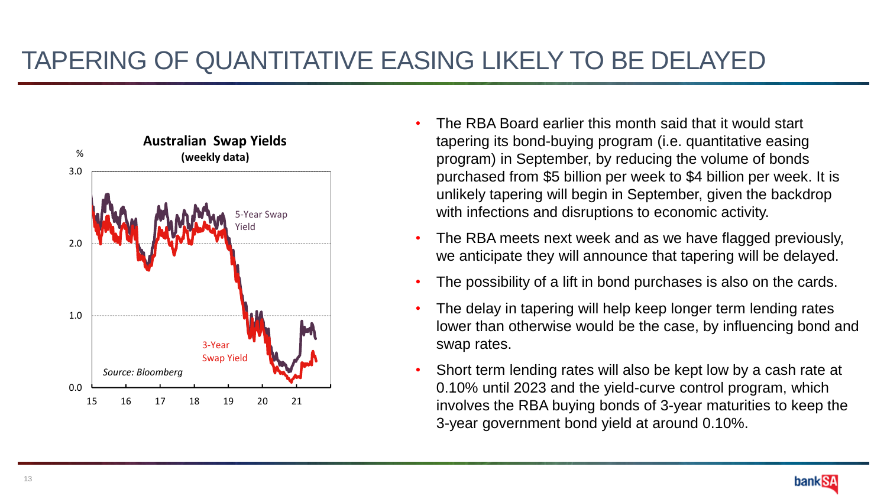# TAPERING OF QUANTITATIVE EASING LIKELY TO BE DELAYED

**Australian Swap Yields**
**(weekly data)**

%

3.0

2.0

1.0

0.0

15 16 17 18 19 20 21

5-Year Swap Yield

3-Year Swap Yield

*Source: Bloomberg*

- The RBA Board earlier this month said that it would start tapering its bond-buying program (i.e. quantitative easing program) in September, by reducing the volume of bonds purchased from $5 billion per week to $4 billion per week. It is unlikely tapering will begin in September, given the backdrop with infections and disruptions to economic activity.
- The RBA meets next week and as we have flagged previously, we anticipate they will announce that tapering will be delayed.
- The possibility of a lift in bond purchases is also on the cards.
- The delay in tapering will help keep longer term lending rates lower than otherwise would be the case, by influencing bond and swap rates.
- Short term lending rates will also be kept low by a cash rate at 0.10% until 2023 and the yield-curve control program, which involves the RBA buying bonds of 3-year maturities to keep the 3-year government bond yield at around 0.10%.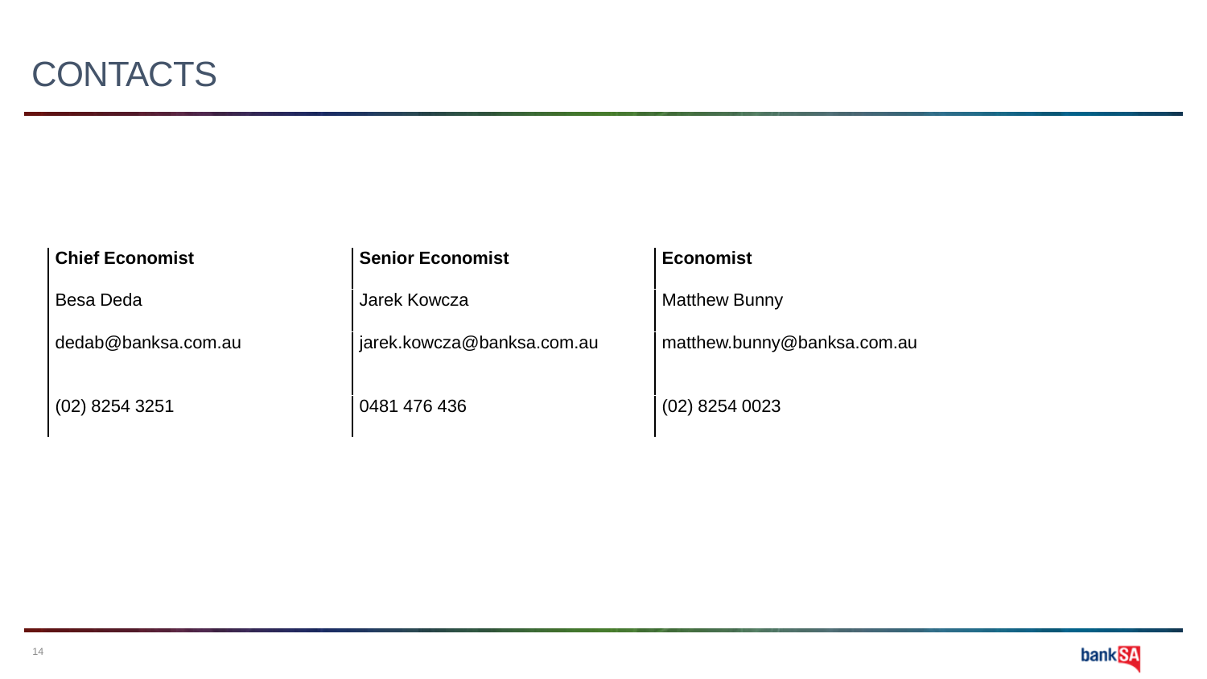# CONTACTS

| Chief Economist | Senior Economist | Economist |
|---|---|---|
| Besa Deda | Jarek Kowcza | Matthew Bunny |
| dedab@banksa.com.au | jarek.kowcza@banksa.com.au | matthew.bunny@banksa.com.au |
| (02) 8254 3251 | 0481 476 436 | (02) 8254 0023 |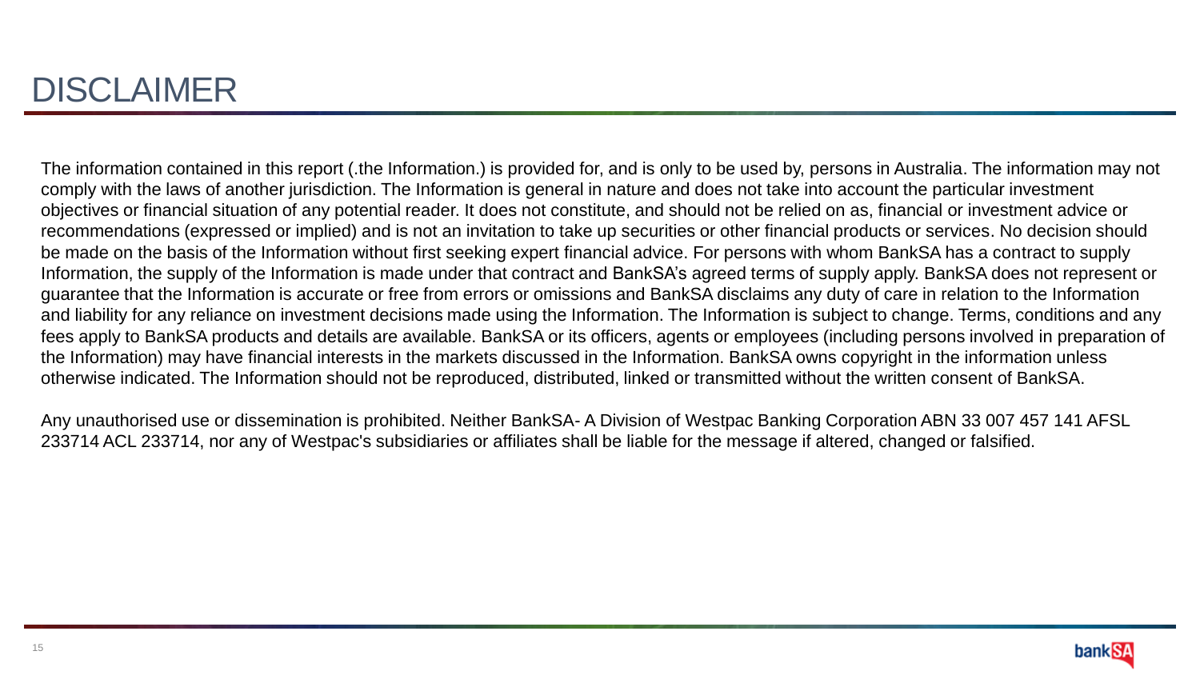# DISCLAIMER

The information contained in this report (.the Information.) is provided for, and is only to be used by, persons in Australia. The information may not comply with the laws of another jurisdiction. The Information is general in nature and does not take into account the particular investment objectives or financial situation of any potential reader. It does not constitute, and should not be relied on as, financial or investment advice or recommendations (expressed or implied) and is not an invitation to take up securities or other financial products or services. No decision should be made on the basis of the Information without first seeking expert financial advice. For persons with whom BankSA has a contract to supply Information, the supply of the Information is made under that contract and BankSA's agreed terms of supply apply. BankSA does not represent or guarantee that the Information is accurate or free from errors or omissions and BankSA disclaims any duty of care in relation to the Information and liability for any reliance on investment decisions made using the Information. The Information is subject to change. Terms, conditions and any fees apply to BankSA products and details are available. BankSA or its officers, agents or employees (including persons involved in preparation of the Information) may have financial interests in the markets discussed in the Information. BankSA owns copyright in the information unless otherwise indicated. The Information should not be reproduced, distributed, linked or transmitted without the written consent of BankSA.

Any unauthorised use or dissemination is prohibited. Neither BankSA- A Division of Westpac Banking Corporation ABN 33 007 457 141 AFSL 233714 ACL 233714, nor any of Westpac's subsidiaries or affiliates shall be liable for the message if altered, changed or falsified.